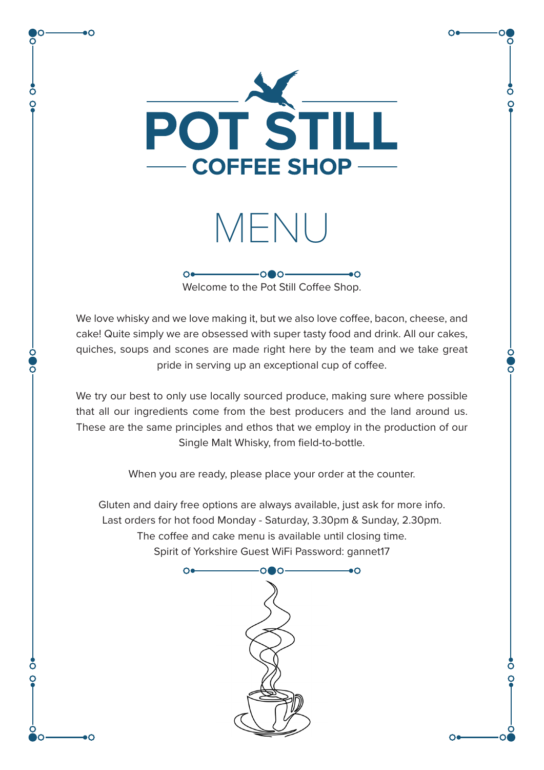# POT STILL

## COFFEE SHOP

# MENU

Welcome to the Pot Still Coffee Shop.

We love whisky and we love making it, but we also love coffee, bacon, cheese, and cake! Quite simply we are obsessed with super tasty food and drink. All our cakes, quiches, soups and scones are made right here by the team and we take great pride in serving up an exceptional cup of coffee.

We try our best to only use locally sourced produce, making sure where possible that all our ingredients come from the best producers and the land around us. These are the same principles and ethos that we employ in the production of our Single Malt Whisky, from field-to-bottle.

When you are ready, please place your order at the counter.

Gluten and dairy free options are always available, just ask for more info.
Last orders for hot food Monday - Saturday, 3.30pm & Sunday, 2.30pm.
The coffee and cake menu is available until closing time.
Spirit of Yorkshire Guest WiFi Password: gannet17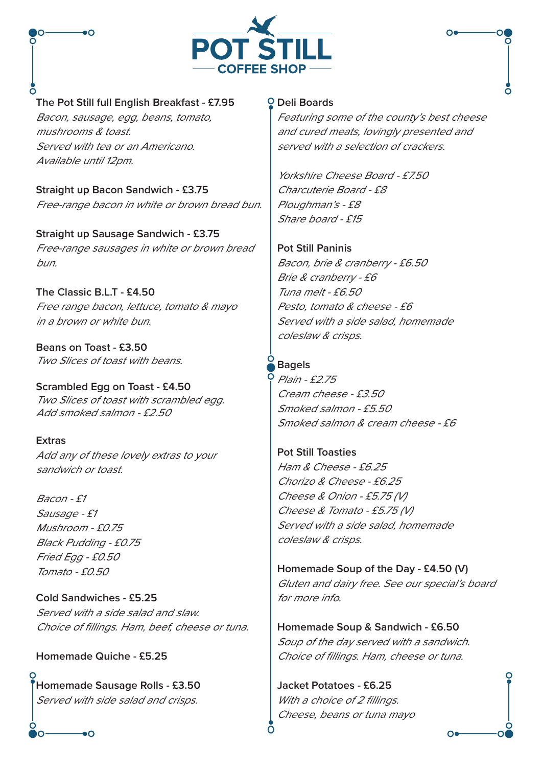# POT STILL

## COFFEE SHOP

**The Pot Still full English Breakfast - £7.95**
*Bacon, sausage, egg, beans, tomato, mushrooms & toast.*
*Served with tea or an Americano.*
*Available until 12pm.*

**Straight up Bacon Sandwich - £3.75**
*Free-range bacon in white or brown bread bun.*

**Straight up Sausage Sandwich - £3.75**
*Free-range sausages in white or brown bread bun.*

**The Classic B.L.T - £4.50**
*Free range bacon, lettuce, tomato & mayo in a brown or white bun.*

**Beans on Toast - £3.50**
*Two Slices of toast with beans.*

**Scrambled Egg on Toast - £4.50**
*Two Slices of toast with scrambled egg.*
*Add smoked salmon - £2.50*

**Extras**
*Add any of these lovely extras to your sandwich or toast.*

*Bacon - £1*
*Sausage - £1*
*Mushroom - £0.75*
*Black Pudding - £0.75*
*Fried Egg - £0.50*
*Tomato - £0.50*

**Cold Sandwiches - £5.25**
*Served with a side salad and slaw.*
*Choice of fillings. Ham, beef, cheese or tuna.*

**Homemade Quiche - £5.25**

**Homemade Sausage Rolls - £3.50**
*Served with side salad and crisps.*

**Deli Boards**
*Featuring some of the county's best cheese and cured meats, lovingly presented and served with a selection of crackers.*

*Yorkshire Cheese Board - £7.50*
*Charcuterie Board - £8*
*Ploughman's - £8*
*Share board - £15*

**Pot Still Paninis**
*Bacon, brie & cranberry - £6.50*
*Brie & cranberry - £6*
*Tuna melt - £6.50*
*Pesto, tomato & cheese - £6*
*Served with a side salad, homemade coleslaw & crisps.*

**Bagels**
*Plain - £2.75*
*Cream cheese - £3.50*
*Smoked salmon - £5.50*
*Smoked salmon & cream cheese - £6*

**Pot Still Toasties**
*Ham & Cheese - £6.25*
*Chorizo & Cheese - £6.25*
*Cheese & Onion - £5.75 (V)*
*Cheese & Tomato - £5.75 (V)*
*Served with a side salad, homemade coleslaw & crisps.*

**Homemade Soup of the Day - £4.50 (V)**
*Gluten and dairy free. See our special's board for more info.*

**Homemade Soup & Sandwich - £6.50**
*Soup of the day served with a sandwich.*
*Choice of fillings. Ham, cheese or tuna.*

**Jacket Potatoes - £6.25**
*With a choice of 2 fillings.*
*Cheese, beans or tuna mayo*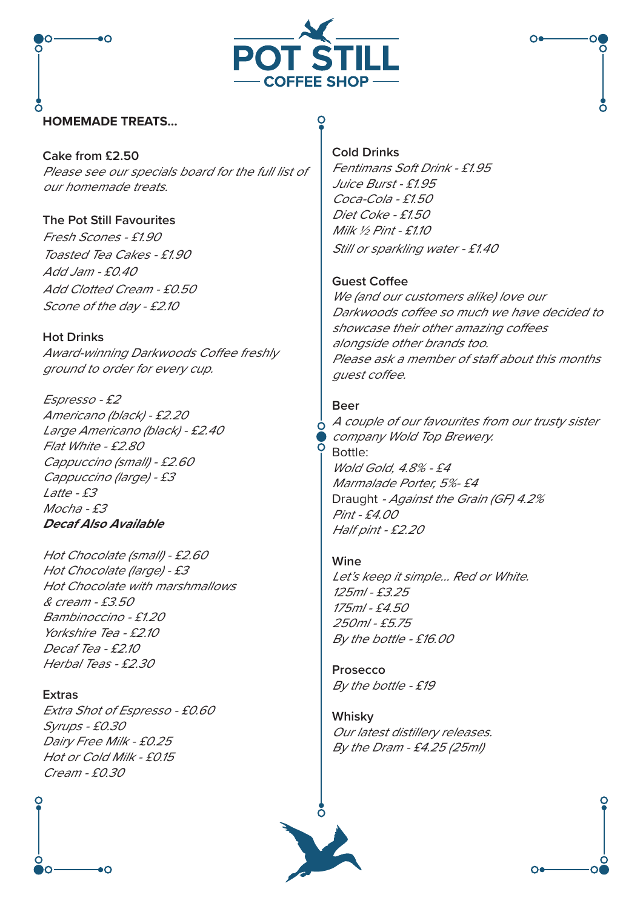# POT STILL
## COFFEE SHOP

### HOMEMADE TREATS...

**Cake from £2.50**
*Please see our specials board for the full list of our homemade treats.*

**The Pot Still Favourites**
*Fresh Scones - £1.90*
*Toasted Tea Cakes - £1.90*
*Add Jam - £0.40*
*Add Clotted Cream - £0.50*
*Scone of the day - £2.10*

**Hot Drinks**
*Award-winning Darkwoods Coffee freshly ground to order for every cup.*

*Espresso - £2*
*Americano (black) - £2.20*
*Large Americano (black) - £2.40*
*Flat White - £2.80*
*Cappuccino (small) - £2.60*
*Cappuccino (large) - £3*
*Latte - £3*
*Mocha - £3*
***Decaf Also Available***

*Hot Chocolate (small) - £2.60*
*Hot Chocolate (large) - £3*
*Hot Chocolate with marshmallows & cream - £3.50*
*Bambinoccino - £1.20*
*Yorkshire Tea - £2.10*
*Decaf Tea - £2.10*
*Herbal Teas - £2.30*

**Extras**
*Extra Shot of Espresso - £0.60*
*Syrups - £0.30*
*Dairy Free Milk - £0.25*
*Hot or Cold Milk - £0.15*
*Cream - £0.30*

**Cold Drinks**
*Fentimans Soft Drink - £1.95*
*Juice Burst - £1.95*
*Coca-Cola - £1.50*
*Diet Coke - £1.50*
*Milk ½ Pint - £1.10*
*Still or sparkling water - £1.40*

**Guest Coffee**
*We (and our customers alike) love our Darkwoods coffee so much we have decided to showcase their other amazing coffees alongside other brands too.*
*Please ask a member of staff about this months guest coffee.*

**Beer**
*A couple of our favourites from our trusty sister company Wold Top Brewery.*
Bottle:
*Wold Gold, 4.8% - £4*
*Marmalade Porter, 5%- £4*
Draught - *Against the Grain (GF) 4.2%*
*Pint - £4.00*
*Half pint - £2.20*

**Wine**
*Let's keep it simple... Red or White.*
*125ml - £3.25*
*175ml - £4.50*
*250ml - £5.75*
*By the bottle - £16.00*

**Prosecco**
*By the bottle - £19*

**Whisky**
*Our latest distillery releases.*
*By the Dram - £4.25 (25ml)*